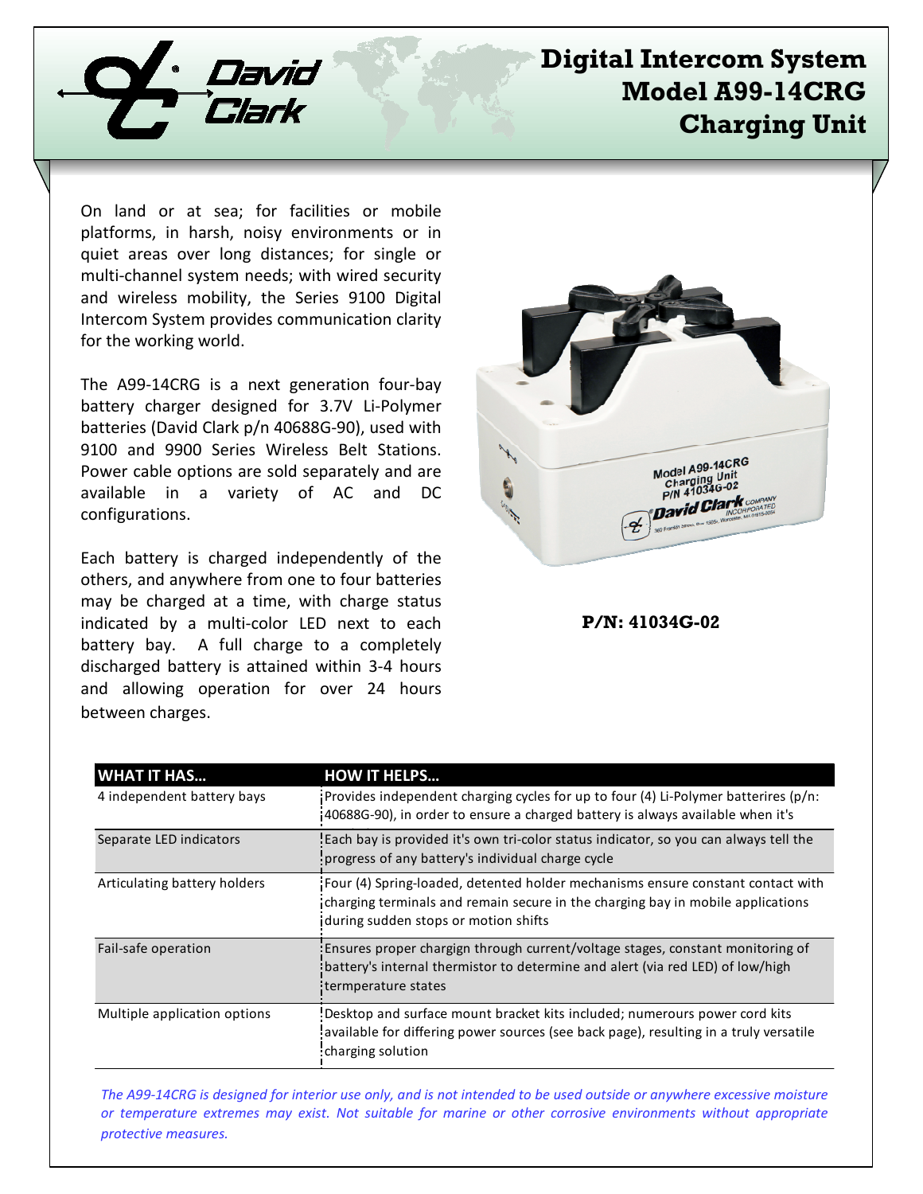# Digital Intercom System Model A99-14CRG Charging Unit

On land or at sea; for facilities or mobile platforms, in harsh, noisy environments or in quiet areas over long distances; for single or multi-channel system needs; with wired security and wireless mobility, the Series 9100 Digital Intercom System provides communication clarity for the working world.

The A99-14CRG is a next generation four-bay battery charger designed for 3.7V Li-Polymer batteries (David Clark p/n 40688G-90), used with 9100 and 9900 Series Wireless Belt Stations. Power cable options are sold separately and are available in a variety of AC and DC configurations.

Each battery is charged independently of the others, and anywhere from one to four batteries may be charged at a time, with charge status indicated by a multi-color LED next to each battery bay. A full charge to a completely discharged battery is attained within 3-4 hours and allowing operation for over 24 hours between charges.

**P/N: 41034G-02**

| WHAT IT HAS… | HOW IT HELPS… |
|---|---|
| 4 independent battery bays | Provides independent charging cycles for up to four (4) Li-Polymer batterires (p/n: 40688G-90), in order to ensure a charged battery is always available when it's |
| Separate LED indicators | Each bay is provided it's own tri-color status indicator, so you can always tell the progress of any battery's individual charge cycle |
| Articulating battery holders | Four (4) Spring-loaded, detented holder mechanisms ensure constant contact with charging terminals and remain secure in the charging bay in mobile applications during sudden stops or motion shifts |
| Fail-safe operation | Ensures proper chargign through current/voltage stages, constant monitoring of battery's internal thermistor to determine and alert (via red LED) of low/high termperature states |
| Multiple application options | Desktop and surface mount bracket kits included; numerours power cord kits available for differing power sources (see back page), resulting in a truly versatile charging solution |

*The A99-14CRG is designed for interior use only, and is not intended to be used outside or anywhere excessive moisture or temperature extremes may exist. Not suitable for marine or other corrosive environments without appropriate protective measures.*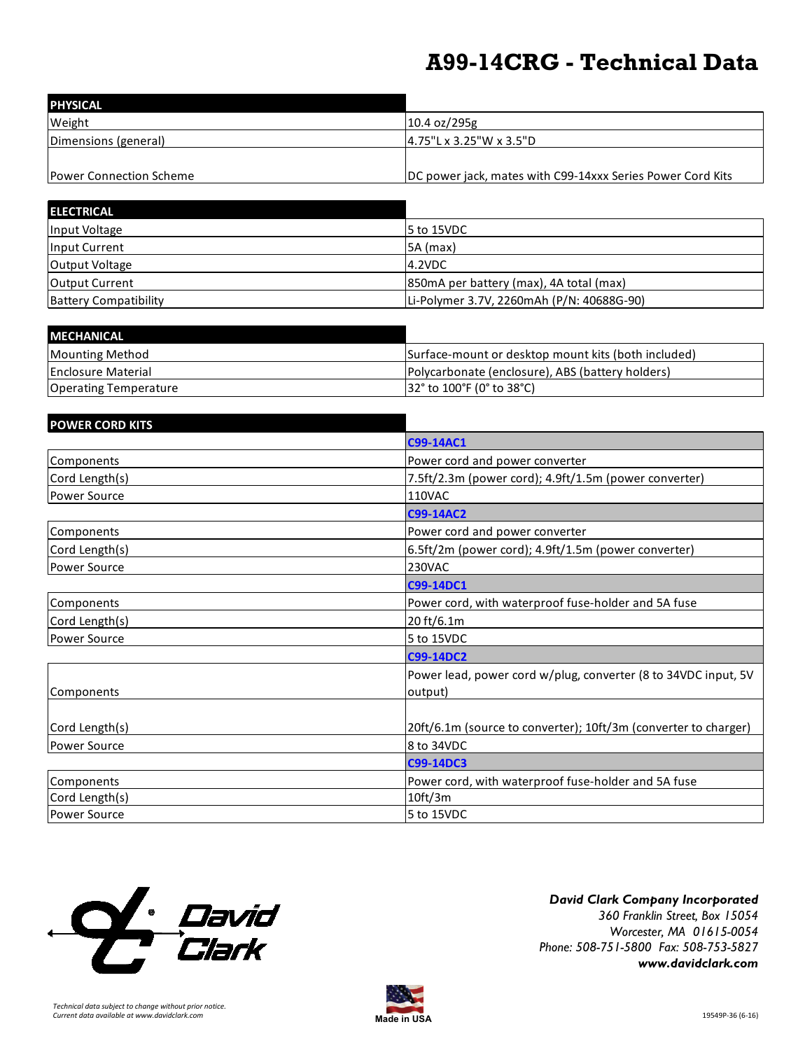# A99-14CRG - Technical Data

| PHYSICAL | |
|---|---|
| Weight | 10.4 oz/295g |
| Dimensions (general) | 4.75"L x 3.25"W x 3.5"D |
| Power Connection Scheme | DC power jack, mates with C99-14xxx Series Power Cord Kits |

| ELECTRICAL | |
|---|---|
| Input Voltage | 5 to 15VDC |
| Input Current | 5A (max) |
| Output Voltage | 4.2VDC |
| Output Current | 850mA per battery (max), 4A total (max) |
| Battery Compatibility | Li-Polymer 3.7V, 2260mAh (P/N: 40688G-90) |

| MECHANICAL | |
|---|---|
| Mounting Method | Surface-mount or desktop mount kits (both included) |
| Enclosure Material | Polycarbonate (enclosure), ABS (battery holders) |
| Operating Temperature | 32° to 100°F (0° to 38°C) |

| POWER CORD KITS | |
|---|---|
| | **C99-14AC1** |
| Components | Power cord and power converter |
| Cord Length(s) | 7.5ft/2.3m (power cord); 4.9ft/1.5m (power converter) |
| Power Source | 110VAC |
| | **C99-14AC2** |
| Components | Power cord and power converter |
| Cord Length(s) | 6.5ft/2m (power cord); 4.9ft/1.5m (power converter) |
| Power Source | 230VAC |
| | **C99-14DC1** |
| Components | Power cord, with waterproof fuse-holder and 5A fuse |
| Cord Length(s) | 20 ft/6.1m |
| Power Source | 5 to 15VDC |
| | **C99-14DC2** |
| Components | Power lead, power cord w/plug, converter (8 to 34VDC input, 5V output) |
| Cord Length(s) | 20ft/6.1m (source to converter); 10ft/3m (converter to charger) |
| Power Source | 8 to 34VDC |
| | **C99-14DC3** |
| Components | Power cord, with waterproof fuse-holder and 5A fuse |
| Cord Length(s) | 10ft/3m |
| Power Source | 5 to 15VDC |

David Clark

***David Clark Company Incorporated***
*360 Franklin Street, Box 15054*
*Worcester, MA 01615-0054*
*Phone: 508-751-5800 Fax: 508-753-5827*
***www.davidclark.com***

*Technical data subject to change without prior notice.*
*Current data available at www.davidclark.com*

Made in USA

19549P-36 (6-16)